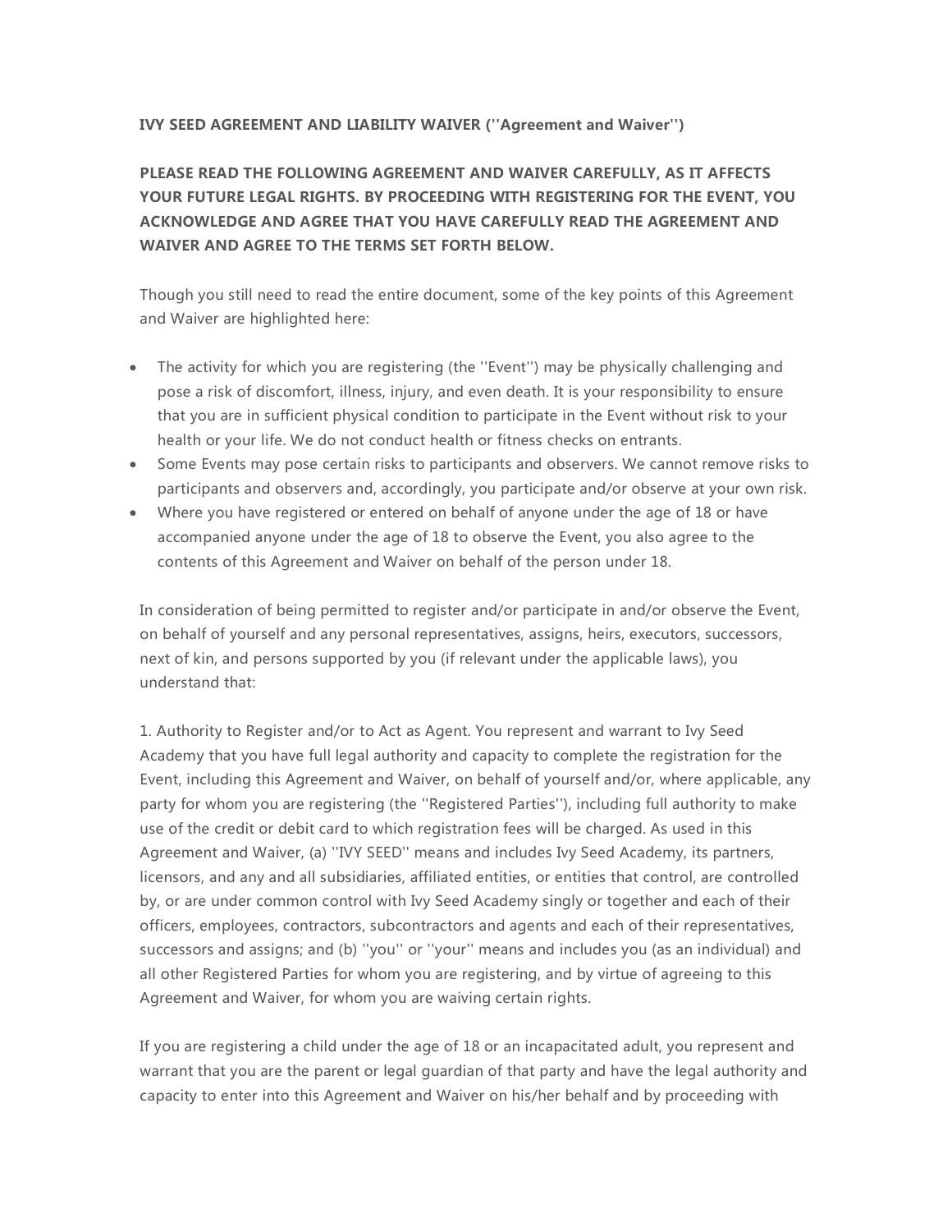**IVY SEED AGREEMENT AND LIABILITY WAIVER (''Agreement and Waiver'')**

**PLEASE READ THE FOLLOWING AGREEMENT AND WAIVER CAREFULLY, AS IT AFFECTS YOUR FUTURE LEGAL RIGHTS. BY PROCEEDING WITH REGISTERING FOR THE EVENT, YOU ACKNOWLEDGE AND AGREE THAT YOU HAVE CAREFULLY READ THE AGREEMENT AND WAIVER AND AGREE TO THE TERMS SET FORTH BELOW.**

Though you still need to read the entire document, some of the key points of this Agreement and Waiver are highlighted here:

- The activity for which you are registering (the ''Event'') may be physically challenging and pose a risk of discomfort, illness, injury, and even death. It is your responsibility to ensure that you are in sufficient physical condition to participate in the Event without risk to your health or your life. We do not conduct health or fitness checks on entrants.
- Some Events may pose certain risks to participants and observers. We cannot remove risks to participants and observers and, accordingly, you participate and/or observe at your own risk.
- Where you have registered or entered on behalf of anyone under the age of 18 or have accompanied anyone under the age of 18 to observe the Event, you also agree to the contents of this Agreement and Waiver on behalf of the person under 18.

In consideration of being permitted to register and/or participate in and/or observe the Event, on behalf of yourself and any personal representatives, assigns, heirs, executors, successors, next of kin, and persons supported by you (if relevant under the applicable laws), you understand that:

1. Authority to Register and/or to Act as Agent. You represent and warrant to Ivy Seed Academy that you have full legal authority and capacity to complete the registration for the Event, including this Agreement and Waiver, on behalf of yourself and/or, where applicable, any party for whom you are registering (the ''Registered Parties''), including full authority to make use of the credit or debit card to which registration fees will be charged. As used in this Agreement and Waiver, (a) ''IVY SEED'' means and includes Ivy Seed Academy, its partners, licensors, and any and all subsidiaries, affiliated entities, or entities that control, are controlled by, or are under common control with Ivy Seed Academy singly or together and each of their officers, employees, contractors, subcontractors and agents and each of their representatives, successors and assigns; and (b) ''you'' or ''your'' means and includes you (as an individual) and all other Registered Parties for whom you are registering, and by virtue of agreeing to this Agreement and Waiver, for whom you are waiving certain rights.

If you are registering a child under the age of 18 or an incapacitated adult, you represent and warrant that you are the parent or legal guardian of that party and have the legal authority and capacity to enter into this Agreement and Waiver on his/her behalf and by proceeding with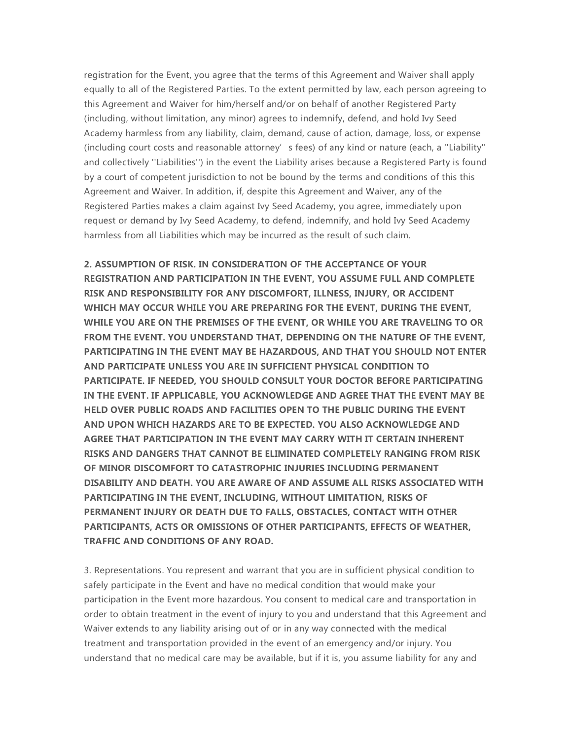registration for the Event, you agree that the terms of this Agreement and Waiver shall apply equally to all of the Registered Parties. To the extent permitted by law, each person agreeing to this Agreement and Waiver for him/herself and/or on behalf of another Registered Party (including, without limitation, any minor) agrees to indemnify, defend, and hold Ivy Seed Academy harmless from any liability, claim, demand, cause of action, damage, loss, or expense (including court costs and reasonable attorney' s fees) of any kind or nature (each, a ''Liability'' and collectively ''Liabilities'') in the event the Liability arises because a Registered Party is found by a court of competent jurisdiction to not be bound by the terms and conditions of this this Agreement and Waiver. In addition, if, despite this Agreement and Waiver, any of the Registered Parties makes a claim against Ivy Seed Academy, you agree, immediately upon request or demand by Ivy Seed Academy, to defend, indemnify, and hold Ivy Seed Academy harmless from all Liabilities which may be incurred as the result of such claim.

**2. ASSUMPTION OF RISK. IN CONSIDERATION OF THE ACCEPTANCE OF YOUR REGISTRATION AND PARTICIPATION IN THE EVENT, YOU ASSUME FULL AND COMPLETE RISK AND RESPONSIBILITY FOR ANY DISCOMFORT, ILLNESS, INJURY, OR ACCIDENT WHICH MAY OCCUR WHILE YOU ARE PREPARING FOR THE EVENT, DURING THE EVENT, WHILE YOU ARE ON THE PREMISES OF THE EVENT, OR WHILE YOU ARE TRAVELING TO OR FROM THE EVENT. YOU UNDERSTAND THAT, DEPENDING ON THE NATURE OF THE EVENT, PARTICIPATING IN THE EVENT MAY BE HAZARDOUS, AND THAT YOU SHOULD NOT ENTER AND PARTICIPATE UNLESS YOU ARE IN SUFFICIENT PHYSICAL CONDITION TO PARTICIPATE. IF NEEDED, YOU SHOULD CONSULT YOUR DOCTOR BEFORE PARTICIPATING IN THE EVENT. IF APPLICABLE, YOU ACKNOWLEDGE AND AGREE THAT THE EVENT MAY BE HELD OVER PUBLIC ROADS AND FACILITIES OPEN TO THE PUBLIC DURING THE EVENT AND UPON WHICH HAZARDS ARE TO BE EXPECTED. YOU ALSO ACKNOWLEDGE AND AGREE THAT PARTICIPATION IN THE EVENT MAY CARRY WITH IT CERTAIN INHERENT RISKS AND DANGERS THAT CANNOT BE ELIMINATED COMPLETELY RANGING FROM RISK OF MINOR DISCOMFORT TO CATASTROPHIC INJURIES INCLUDING PERMANENT DISABILITY AND DEATH. YOU ARE AWARE OF AND ASSUME ALL RISKS ASSOCIATED WITH PARTICIPATING IN THE EVENT, INCLUDING, WITHOUT LIMITATION, RISKS OF PERMANENT INJURY OR DEATH DUE TO FALLS, OBSTACLES, CONTACT WITH OTHER PARTICIPANTS, ACTS OR OMISSIONS OF OTHER PARTICIPANTS, EFFECTS OF WEATHER, TRAFFIC AND CONDITIONS OF ANY ROAD.**

3. Representations. You represent and warrant that you are in sufficient physical condition to safely participate in the Event and have no medical condition that would make your participation in the Event more hazardous. You consent to medical care and transportation in order to obtain treatment in the event of injury to you and understand that this Agreement and Waiver extends to any liability arising out of or in any way connected with the medical treatment and transportation provided in the event of an emergency and/or injury. You understand that no medical care may be available, but if it is, you assume liability for any and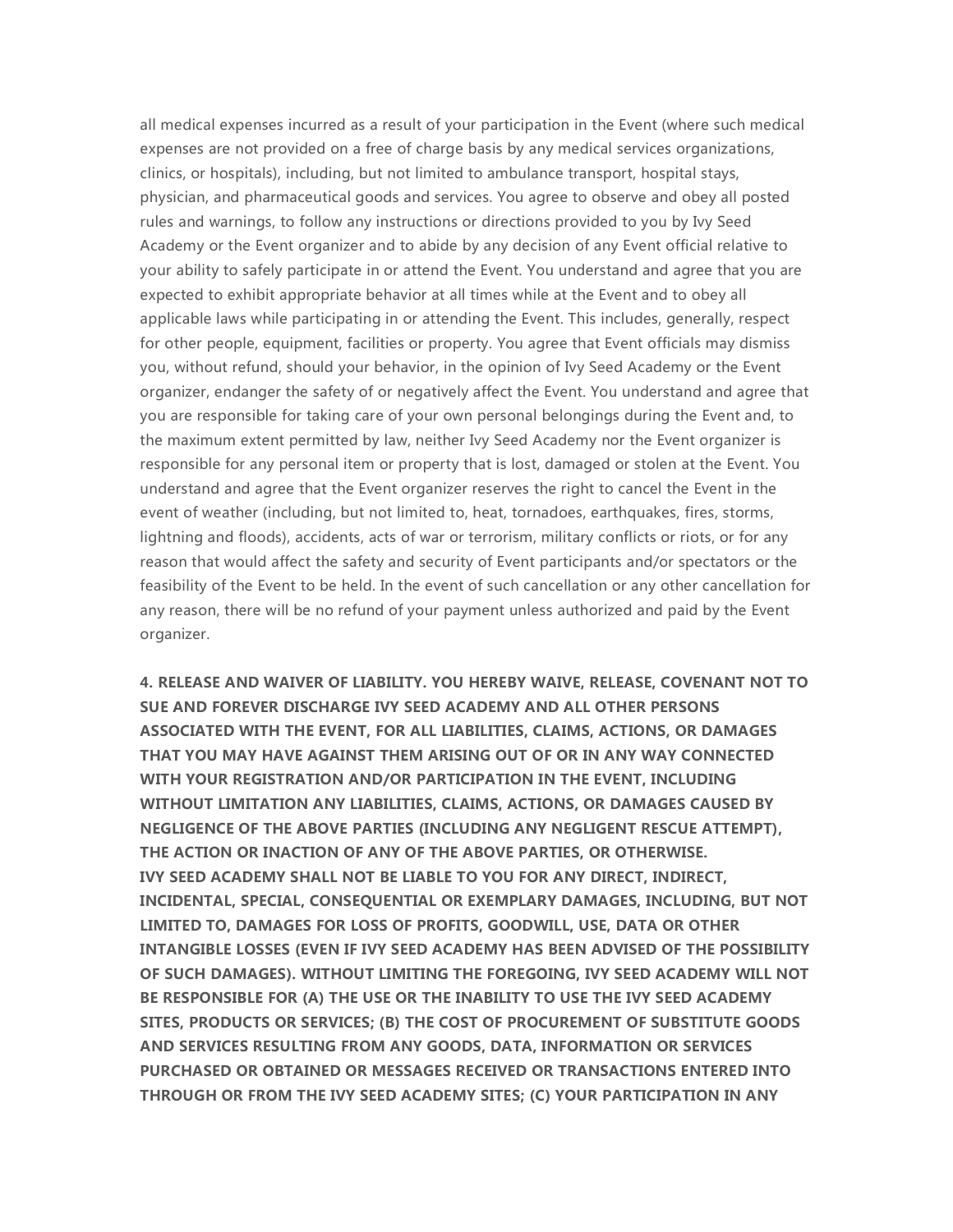all medical expenses incurred as a result of your participation in the Event (where such medical expenses are not provided on a free of charge basis by any medical services organizations, clinics, or hospitals), including, but not limited to ambulance transport, hospital stays, physician, and pharmaceutical goods and services. You agree to observe and obey all posted rules and warnings, to follow any instructions or directions provided to you by Ivy Seed Academy or the Event organizer and to abide by any decision of any Event official relative to your ability to safely participate in or attend the Event. You understand and agree that you are expected to exhibit appropriate behavior at all times while at the Event and to obey all applicable laws while participating in or attending the Event. This includes, generally, respect for other people, equipment, facilities or property. You agree that Event officials may dismiss you, without refund, should your behavior, in the opinion of Ivy Seed Academy or the Event organizer, endanger the safety of or negatively affect the Event. You understand and agree that you are responsible for taking care of your own personal belongings during the Event and, to the maximum extent permitted by law, neither Ivy Seed Academy nor the Event organizer is responsible for any personal item or property that is lost, damaged or stolen at the Event. You understand and agree that the Event organizer reserves the right to cancel the Event in the event of weather (including, but not limited to, heat, tornadoes, earthquakes, fires, storms, lightning and floods), accidents, acts of war or terrorism, military conflicts or riots, or for any reason that would affect the safety and security of Event participants and/or spectators or the feasibility of the Event to be held. In the event of such cancellation or any other cancellation for any reason, there will be no refund of your payment unless authorized and paid by the Event organizer.

**4. RELEASE AND WAIVER OF LIABILITY. YOU HEREBY WAIVE, RELEASE, COVENANT NOT TO SUE AND FOREVER DISCHARGE IVY SEED ACADEMY AND ALL OTHER PERSONS ASSOCIATED WITH THE EVENT, FOR ALL LIABILITIES, CLAIMS, ACTIONS, OR DAMAGES THAT YOU MAY HAVE AGAINST THEM ARISING OUT OF OR IN ANY WAY CONNECTED WITH YOUR REGISTRATION AND/OR PARTICIPATION IN THE EVENT, INCLUDING WITHOUT LIMITATION ANY LIABILITIES, CLAIMS, ACTIONS, OR DAMAGES CAUSED BY NEGLIGENCE OF THE ABOVE PARTIES (INCLUDING ANY NEGLIGENT RESCUE ATTEMPT), THE ACTION OR INACTION OF ANY OF THE ABOVE PARTIES, OR OTHERWISE. IVY SEED ACADEMY SHALL NOT BE LIABLE TO YOU FOR ANY DIRECT, INDIRECT, INCIDENTAL, SPECIAL, CONSEQUENTIAL OR EXEMPLARY DAMAGES, INCLUDING, BUT NOT LIMITED TO, DAMAGES FOR LOSS OF PROFITS, GOODWILL, USE, DATA OR OTHER INTANGIBLE LOSSES (EVEN IF IVY SEED ACADEMY HAS BEEN ADVISED OF THE POSSIBILITY OF SUCH DAMAGES). WITHOUT LIMITING THE FOREGOING, IVY SEED ACADEMY WILL NOT BE RESPONSIBLE FOR (A) THE USE OR THE INABILITY TO USE THE IVY SEED ACADEMY SITES, PRODUCTS OR SERVICES; (B) THE COST OF PROCUREMENT OF SUBSTITUTE GOODS AND SERVICES RESULTING FROM ANY GOODS, DATA, INFORMATION OR SERVICES PURCHASED OR OBTAINED OR MESSAGES RECEIVED OR TRANSACTIONS ENTERED INTO THROUGH OR FROM THE IVY SEED ACADEMY SITES; (C) YOUR PARTICIPATION IN ANY**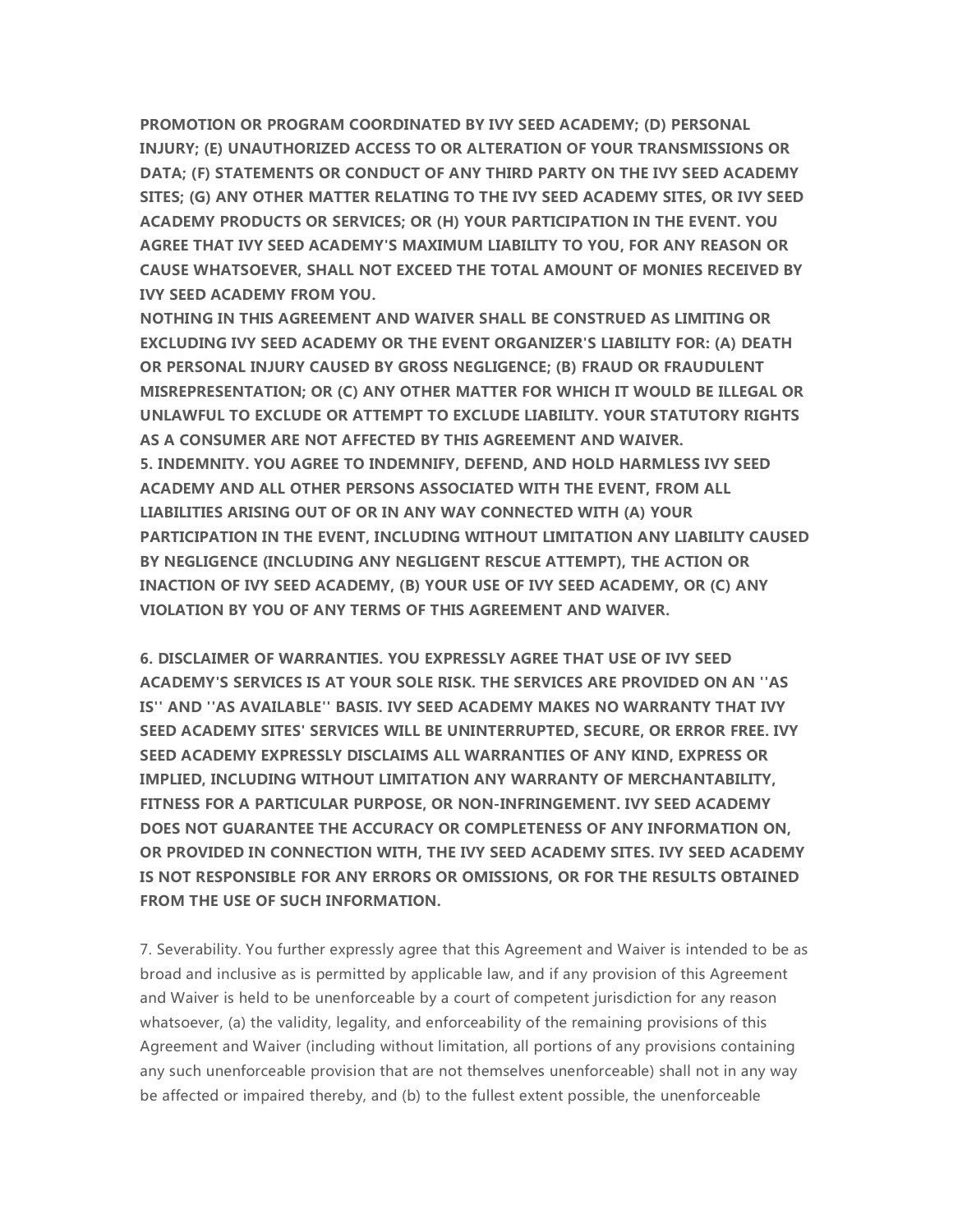**PROMOTION OR PROGRAM COORDINATED BY IVY SEED ACADEMY; (D) PERSONAL INJURY; (E) UNAUTHORIZED ACCESS TO OR ALTERATION OF YOUR TRANSMISSIONS OR DATA; (F) STATEMENTS OR CONDUCT OF ANY THIRD PARTY ON THE IVY SEED ACADEMY SITES; (G) ANY OTHER MATTER RELATING TO THE IVY SEED ACADEMY SITES, OR IVY SEED ACADEMY PRODUCTS OR SERVICES; OR (H) YOUR PARTICIPATION IN THE EVENT. YOU AGREE THAT IVY SEED ACADEMY'S MAXIMUM LIABILITY TO YOU, FOR ANY REASON OR CAUSE WHATSOEVER, SHALL NOT EXCEED THE TOTAL AMOUNT OF MONIES RECEIVED BY IVY SEED ACADEMY FROM YOU.**

**NOTHING IN THIS AGREEMENT AND WAIVER SHALL BE CONSTRUED AS LIMITING OR EXCLUDING IVY SEED ACADEMY OR THE EVENT ORGANIZER'S LIABILITY FOR: (A) DEATH OR PERSONAL INJURY CAUSED BY GROSS NEGLIGENCE; (B) FRAUD OR FRAUDULENT MISREPRESENTATION; OR (C) ANY OTHER MATTER FOR WHICH IT WOULD BE ILLEGAL OR UNLAWFUL TO EXCLUDE OR ATTEMPT TO EXCLUDE LIABILITY. YOUR STATUTORY RIGHTS AS A CONSUMER ARE NOT AFFECTED BY THIS AGREEMENT AND WAIVER.**

**5. INDEMNITY. YOU AGREE TO INDEMNIFY, DEFEND, AND HOLD HARMLESS IVY SEED ACADEMY AND ALL OTHER PERSONS ASSOCIATED WITH THE EVENT, FROM ALL LIABILITIES ARISING OUT OF OR IN ANY WAY CONNECTED WITH (A) YOUR PARTICIPATION IN THE EVENT, INCLUDING WITHOUT LIMITATION ANY LIABILITY CAUSED BY NEGLIGENCE (INCLUDING ANY NEGLIGENT RESCUE ATTEMPT), THE ACTION OR INACTION OF IVY SEED ACADEMY, (B) YOUR USE OF IVY SEED ACADEMY, OR (C) ANY VIOLATION BY YOU OF ANY TERMS OF THIS AGREEMENT AND WAIVER.**

**6. DISCLAIMER OF WARRANTIES. YOU EXPRESSLY AGREE THAT USE OF IVY SEED ACADEMY'S SERVICES IS AT YOUR SOLE RISK. THE SERVICES ARE PROVIDED ON AN ''AS IS'' AND ''AS AVAILABLE'' BASIS. IVY SEED ACADEMY MAKES NO WARRANTY THAT IVY SEED ACADEMY SITES' SERVICES WILL BE UNINTERRUPTED, SECURE, OR ERROR FREE. IVY SEED ACADEMY EXPRESSLY DISCLAIMS ALL WARRANTIES OF ANY KIND, EXPRESS OR IMPLIED, INCLUDING WITHOUT LIMITATION ANY WARRANTY OF MERCHANTABILITY, FITNESS FOR A PARTICULAR PURPOSE, OR NON-INFRINGEMENT. IVY SEED ACADEMY DOES NOT GUARANTEE THE ACCURACY OR COMPLETENESS OF ANY INFORMATION ON, OR PROVIDED IN CONNECTION WITH, THE IVY SEED ACADEMY SITES. IVY SEED ACADEMY IS NOT RESPONSIBLE FOR ANY ERRORS OR OMISSIONS, OR FOR THE RESULTS OBTAINED FROM THE USE OF SUCH INFORMATION.**

7. Severability. You further expressly agree that this Agreement and Waiver is intended to be as broad and inclusive as is permitted by applicable law, and if any provision of this Agreement and Waiver is held to be unenforceable by a court of competent jurisdiction for any reason whatsoever, (a) the validity, legality, and enforceability of the remaining provisions of this Agreement and Waiver (including without limitation, all portions of any provisions containing any such unenforceable provision that are not themselves unenforceable) shall not in any way be affected or impaired thereby, and (b) to the fullest extent possible, the unenforceable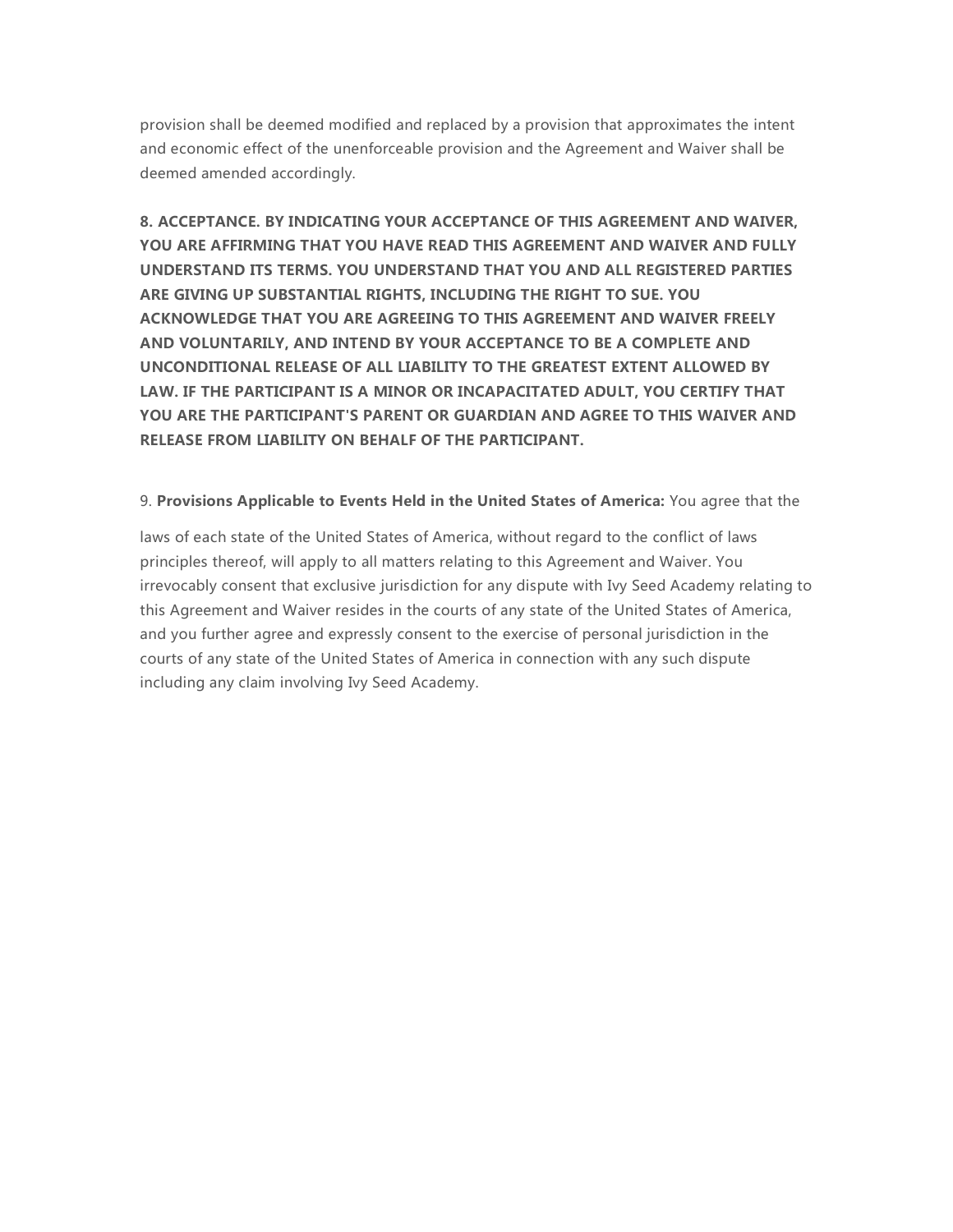provision shall be deemed modified and replaced by a provision that approximates the intent and economic effect of the unenforceable provision and the Agreement and Waiver shall be deemed amended accordingly.

**8. ACCEPTANCE. BY INDICATING YOUR ACCEPTANCE OF THIS AGREEMENT AND WAIVER, YOU ARE AFFIRMING THAT YOU HAVE READ THIS AGREEMENT AND WAIVER AND FULLY UNDERSTAND ITS TERMS. YOU UNDERSTAND THAT YOU AND ALL REGISTERED PARTIES ARE GIVING UP SUBSTANTIAL RIGHTS, INCLUDING THE RIGHT TO SUE. YOU ACKNOWLEDGE THAT YOU ARE AGREEING TO THIS AGREEMENT AND WAIVER FREELY AND VOLUNTARILY, AND INTEND BY YOUR ACCEPTANCE TO BE A COMPLETE AND UNCONDITIONAL RELEASE OF ALL LIABILITY TO THE GREATEST EXTENT ALLOWED BY LAW. IF THE PARTICIPANT IS A MINOR OR INCAPACITATED ADULT, YOU CERTIFY THAT YOU ARE THE PARTICIPANT'S PARENT OR GUARDIAN AND AGREE TO THIS WAIVER AND RELEASE FROM LIABILITY ON BEHALF OF THE PARTICIPANT.**

9. **Provisions Applicable to Events Held in the United States of America:** You agree that the laws of each state of the United States of America, without regard to the conflict of laws principles thereof, will apply to all matters relating to this Agreement and Waiver. You irrevocably consent that exclusive jurisdiction for any dispute with Ivy Seed Academy relating to this Agreement and Waiver resides in the courts of any state of the United States of America, and you further agree and expressly consent to the exercise of personal jurisdiction in the courts of any state of the United States of America in connection with any such dispute including any claim involving Ivy Seed Academy.